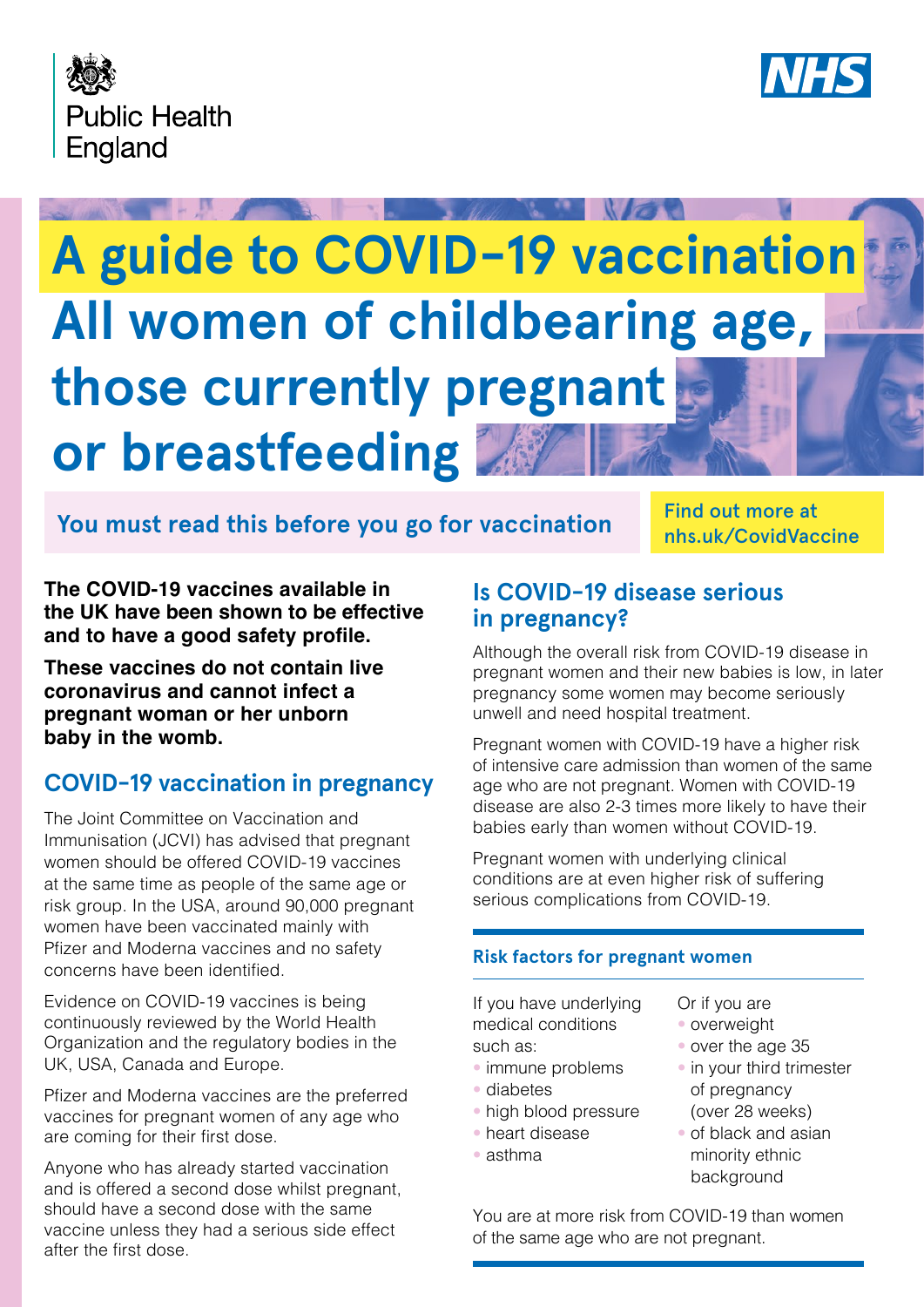Public Health England

NHS

# A guide to COVID-19 vaccination

# All women of childbearing age, those currently pregnant or breastfeeding

**You must read this before you go for vaccination**

**Find out more at nhs.uk/CovidVaccine**

**The COVID-19 vaccines available in the UK have been shown to be effective and to have a good safety profile.**

**These vaccines do not contain live coronavirus and cannot infect a pregnant woman or her unborn baby in the womb.**

## COVID-19 vaccination in pregnancy

The Joint Committee on Vaccination and Immunisation (JCVI) has advised that pregnant women should be offered COVID-19 vaccines at the same time as people of the same age or risk group. In the USA, around 90,000 pregnant women have been vaccinated mainly with Pfizer and Moderna vaccines and no safety concerns have been identified.

Evidence on COVID-19 vaccines is being continuously reviewed by the World Health Organization and the regulatory bodies in the UK, USA, Canada and Europe.

Pfizer and Moderna vaccines are the preferred vaccines for pregnant women of any age who are coming for their first dose.

Anyone who has already started vaccination and is offered a second dose whilst pregnant, should have a second dose with the same vaccine unless they had a serious side effect after the first dose.

## Is COVID-19 disease serious in pregnancy?

Although the overall risk from COVID-19 disease in pregnant women and their new babies is low, in later pregnancy some women may become seriously unwell and need hospital treatment.

Pregnant women with COVID-19 have a higher risk of intensive care admission than women of the same age who are not pregnant. Women with COVID-19 disease are also 2-3 times more likely to have their babies early than women without COVID-19.

Pregnant women with underlying clinical conditions are at even higher risk of suffering serious complications from COVID-19.

### Risk factors for pregnant women

If you have underlying medical conditions such as:

- immune problems
- diabetes
- high blood pressure
- heart disease
- asthma

Or if you are

- overweight
- over the age 35
- in your third trimester of pregnancy (over 28 weeks)
- of black and asian minority ethnic background

You are at more risk from COVID-19 than women of the same age who are not pregnant.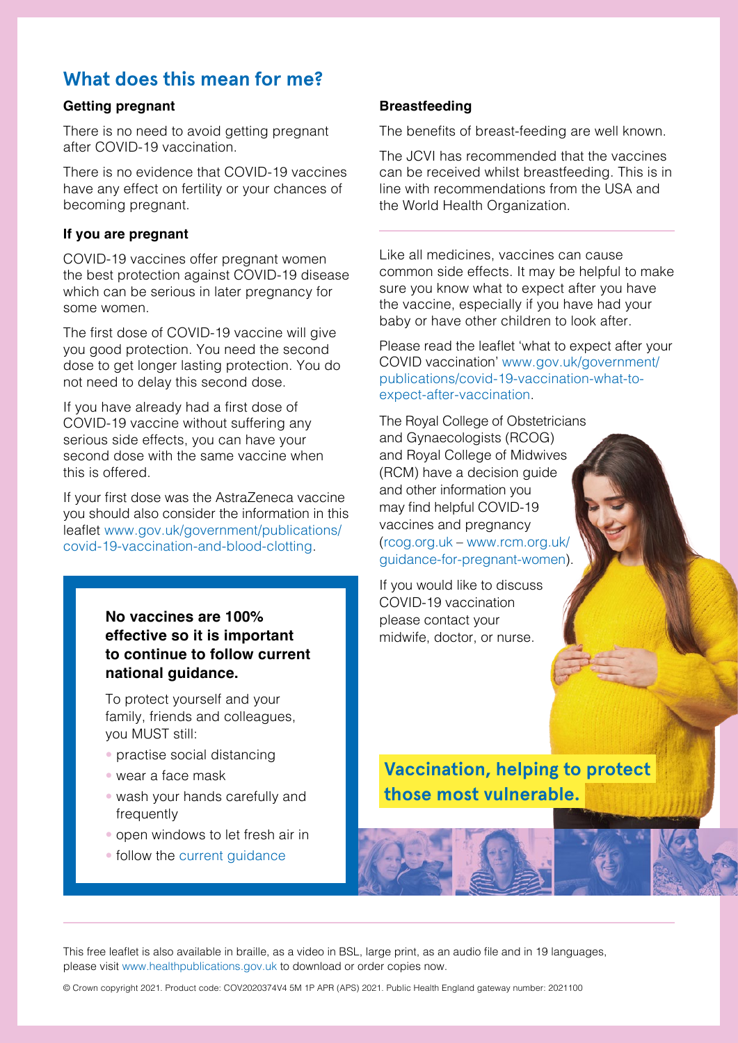## What does this mean for me?

### Getting pregnant

There is no need to avoid getting pregnant after COVID-19 vaccination.

There is no evidence that COVID-19 vaccines have any effect on fertility or your chances of becoming pregnant.

### If you are pregnant

COVID-19 vaccines offer pregnant women the best protection against COVID-19 disease which can be serious in later pregnancy for some women.

The first dose of COVID-19 vaccine will give you good protection. You need the second dose to get longer lasting protection. You do not need to delay this second dose.

If you have already had a first dose of COVID-19 vaccine without suffering any serious side effects, you can have your second dose with the same vaccine when this is offered.

If your first dose was the AstraZeneca vaccine you should also consider the information in this leaflet www.gov.uk/government/publications/covid-19-vaccination-and-blood-clotting.

**No vaccines are 100% effective so it is important to continue to follow current national guidance.**

To protect yourself and your family, friends and colleagues, you MUST still:

- practise social distancing
- wear a face mask
- wash your hands carefully and frequently
- open windows to let fresh air in
- follow the current guidance

### Breastfeeding

The benefits of breast-feeding are well known.

The JCVI has recommended that the vaccines can be received whilst breastfeeding. This is in line with recommendations from the USA and the World Health Organization.

Like all medicines, vaccines can cause common side effects. It may be helpful to make sure you know what to expect after you have the vaccine, especially if you have had your baby or have other children to look after.

Please read the leaflet 'what to expect after your COVID vaccination' www.gov.uk/government/publications/covid-19-vaccination-what-to-expect-after-vaccination.

The Royal College of Obstetricians and Gynaecologists (RCOG) and Royal College of Midwives (RCM) have a decision guide and other information you may find helpful COVID-19 vaccines and pregnancy (rcog.org.uk – www.rcm.org.uk/guidance-for-pregnant-women).

If you would like to discuss COVID-19 vaccination please contact your midwife, doctor, or nurse.

**Vaccination, helping to protect those most vulnerable.**

This free leaflet is also available in braille, as a video in BSL, large print, as an audio file and in 19 languages, please visit www.healthpublications.gov.uk to download or order copies now.

© Crown copyright 2021. Product code: COV2020374V4 5M 1P APR (APS) 2021. Public Health England gateway number: 2021100